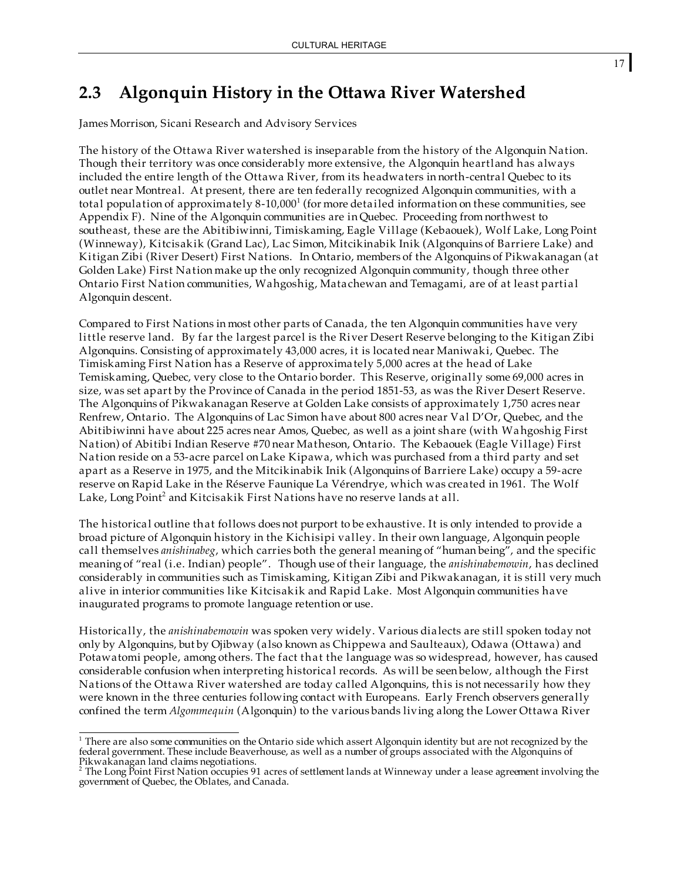## 2.3 Algonquin History in the Ottawa River Watershed

James Morrison, Sicani Research and Advisory Services

The history of the Ottawa River watershed is inseparable from the history of the Algonquin Nation. Though their territory was once considerably more extensive, the Algonquin heartland has always included the entire length of the Ottawa River, from its headwaters in north-central Quebec to its outlet near Montreal. At present, there are ten federally recognized Algonquin communities, with a total population of approximately 8-10,000[1] (for more detailed information on these communities, see Appendix F). Nine of the Algonquin communities are in Quebec. Proceeding from northwest to southeast, these are the Abitibiwinni, Timiskaming, Eagle Village (Kebaouek), Wolf Lake, Long Point (Winneway), Kitcisakik (Grand Lac), Lac Simon, Mitcikinabik Inik (Algonquins of Barriere Lake) and Kitigan Zibi (River Desert) First Nations. In Ontario, members of the Algonquins of Pikwakanagan (at Golden Lake) First Nation make up the only recognized Algonquin community, though three other Ontario First Nation communities, Wahgoshig, Matachewan and Temagami, are of at least partial Algonquin descent.

Compared to First Nations in most other parts of Canada, the ten Algonquin communities have very little reserve land. By far the largest parcel is the River Desert Reserve belonging to the Kitigan Zibi Algonquins. Consisting of approximately 43,000 acres, it is located near Maniwaki, Quebec. The Timiskaming First Nation has a Reserve of approximately 5,000 acres at the head of Lake Temiskaming, Quebec, very close to the Ontario border. This Reserve, originally some 69,000 acres in size, was set apart by the Province of Canada in the period 1851-53, as was the River Desert Reserve. The Algonquins of Pikwakanagan Reserve at Golden Lake consists of approximately 1,750 acres near Renfrew, Ontario. The Algonquins of Lac Simon have about 800 acres near Val D'Or, Quebec, and the Abitibiwinni have about 225 acres near Amos, Quebec, as well as a joint share (with Wahgoshig First Nation) of Abitibi Indian Reserve #70 near Matheson, Ontario. The Kebaouek (Eagle Village) First Nation reside on a 53-acre parcel on Lake Kipawa, which was purchased from a third party and set apart as a Reserve in 1975, and the Mitcikinabik Inik (Algonquins of Barriere Lake) occupy a 59-acre reserve on Rapid Lake in the Réserve Faunique La Vérendrye, which was created in 1961. The Wolf Lake, Long Point[2] and Kitcisakik First Nations have no reserve lands at all.

The historical outline that follows does not purport to be exhaustive. It is only intended to provide a broad picture of Algonquin history in the Kichisipi valley. In their own language, Algonquin people call themselves *anishinabeg*, which carries both the general meaning of "human being", and the specific meaning of "real (i.e. Indian) people". Though use of their language, the *anishinabemowin*, has declined considerably in communities such as Timiskaming, Kitigan Zibi and Pikwakanagan, it is still very much alive in interior communities like Kitcisakik and Rapid Lake. Most Algonquin communities have inaugurated programs to promote language retention or use.

Historically, the *anishinabemowin* was spoken very widely. Various dialects are still spoken today not only by Algonquins, but by Ojibway (also known as Chippewa and Saulteaux), Odawa (Ottawa) and Potawatomi people, among others. The fact that the language was so widespread, however, has caused considerable confusion when interpreting historical records. As will be seen below, although the First Nations of the Ottawa River watershed are today called Algonquins, this is not necessarily how they were known in the three centuries following contact with Europeans. Early French observers generally confined the term *Algommequin* (Algonquin) to the various bands living along the Lower Ottawa River

---

[1] There are also some communities on the Ontario side which assert Algonquin identity but are not recognized by the federal government. These include Beaverhouse, as well as a number of groups associated with the Algonquins of Pikwakanagan land claims negotiations.

[2] The Long Point First Nation occupies 91 acres of settlement lands at Winneway under a lease agreement involving the government of Quebec, the Oblates, and Canada.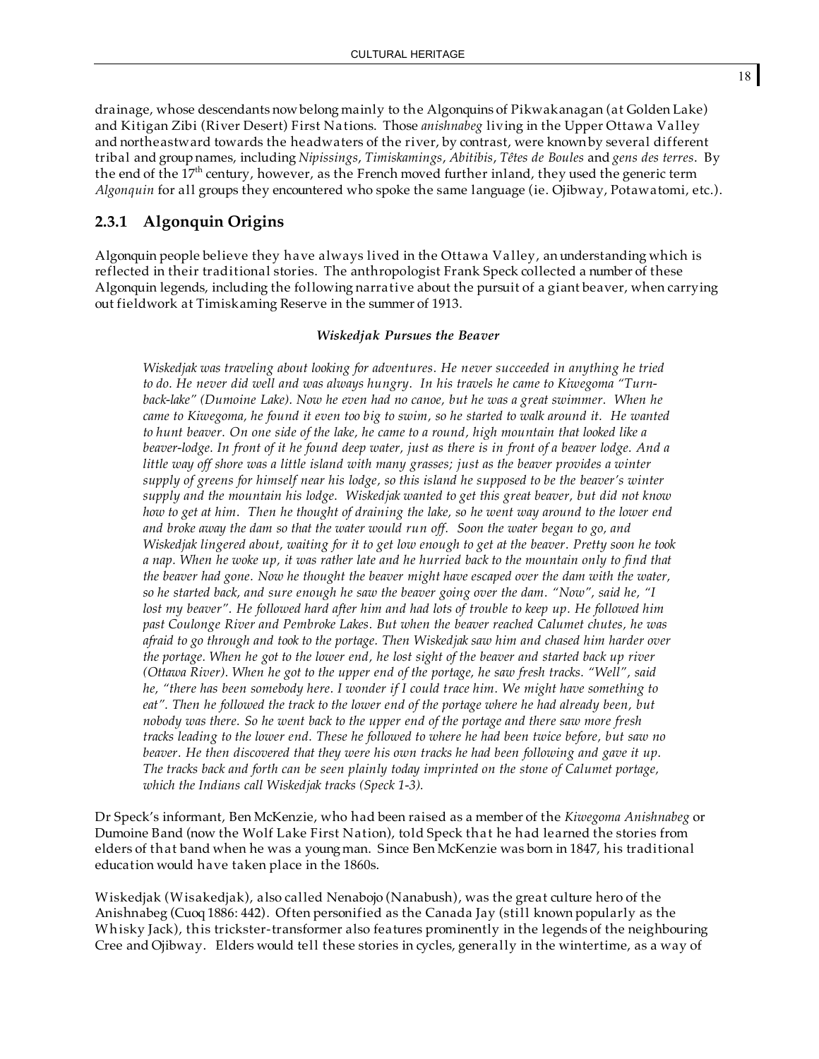drainage, whose descendants now belong mainly to the Algonquins of Pikwakanagan (at Golden Lake) and Kitigan Zibi (River Desert) First Nations. Those *anishnabeg* living in the Upper Ottawa Valley and northeastward towards the headwaters of the river, by contrast, were known by several different tribal and group names, including *Nipissings*, *Timiskamings*, *Abitibis*, *Têtes de Boules* and *gens des terres*. By the end of the 17th century, however, as the French moved further inland, they used the generic term *Algonquin* for all groups they encountered who spoke the same language (ie. Ojibway, Potawatomi, etc.).

### 2.3.1 Algonquin Origins

Algonquin people believe they have always lived in the Ottawa Valley, an understanding which is reflected in their traditional stories. The anthropologist Frank Speck collected a number of these Algonquin legends, including the following narrative about the pursuit of a giant beaver, when carrying out fieldwork at Timiskaming Reserve in the summer of 1913.

***Wiskedjak Pursues the Beaver***

> *Wiskedjak was traveling about looking for adventures. He never succeeded in anything he tried to do. He never did well and was always hungry. In his travels he came to Kiwegoma "Turn-back-lake" (Dumoine Lake). Now he even had no canoe, but he was a great swimmer. When he came to Kiwegoma, he found it even too big to swim, so he started to walk around it. He wanted to hunt beaver. On one side of the lake, he came to a round, high mountain that looked like a beaver-lodge. In front of it he found deep water, just as there is in front of a beaver lodge. And a little way off shore was a little island with many grasses; just as the beaver provides a winter supply of greens for himself near his lodge, so this island he supposed to be the beaver's winter supply and the mountain his lodge. Wiskedjak wanted to get this great beaver, but did not know how to get at him. Then he thought of draining the lake, so he went way around to the lower end and broke away the dam so that the water would run off. Soon the water began to go, and Wiskedjak lingered about, waiting for it to get low enough to get at the beaver. Pretty soon he took a nap. When he woke up, it was rather late and he hurried back to the mountain only to find that the beaver had gone. Now he thought the beaver might have escaped over the dam with the water, so he started back, and sure enough he saw the beaver going over the dam. "Now", said he, "I lost my beaver". He followed hard after him and had lots of trouble to keep up. He followed him past Coulonge River and Pembroke Lakes. But when the beaver reached Calumet chutes, he was afraid to go through and took to the portage. Then Wiskedjak saw him and chased him harder over the portage. When he got to the lower end, he lost sight of the beaver and started back up river (Ottawa River). When he got to the upper end of the portage, he saw fresh tracks. "Well", said he, "there has been somebody here. I wonder if I could trace him. We might have something to eat". Then he followed the track to the lower end of the portage where he had already been, but nobody was there. So he went back to the upper end of the portage and there saw more fresh tracks leading to the lower end. These he followed to where he had been twice before, but saw no beaver. He then discovered that they were his own tracks he had been following and gave it up. The tracks back and forth can be seen plainly today imprinted on the stone of Calumet portage, which the Indians call Wiskedjak tracks (Speck 1-3).*

Dr Speck's informant, Ben McKenzie, who had been raised as a member of the *Kiwegoma Anishnabeg* or Dumoine Band (now the Wolf Lake First Nation), told Speck that he had learned the stories from elders of that band when he was a young man. Since Ben McKenzie was born in 1847, his traditional education would have taken place in the 1860s.

Wiskedjak (Wisakedjak), also called Nenabojo (Nanabush), was the great culture hero of the Anishnabeg (Cuoq 1886: 442). Often personified as the Canada Jay (still known popularly as the Whisky Jack), this trickster-transformer also features prominently in the legends of the neighbouring Cree and Ojibway. Elders would tell these stories in cycles, generally in the wintertime, as a way of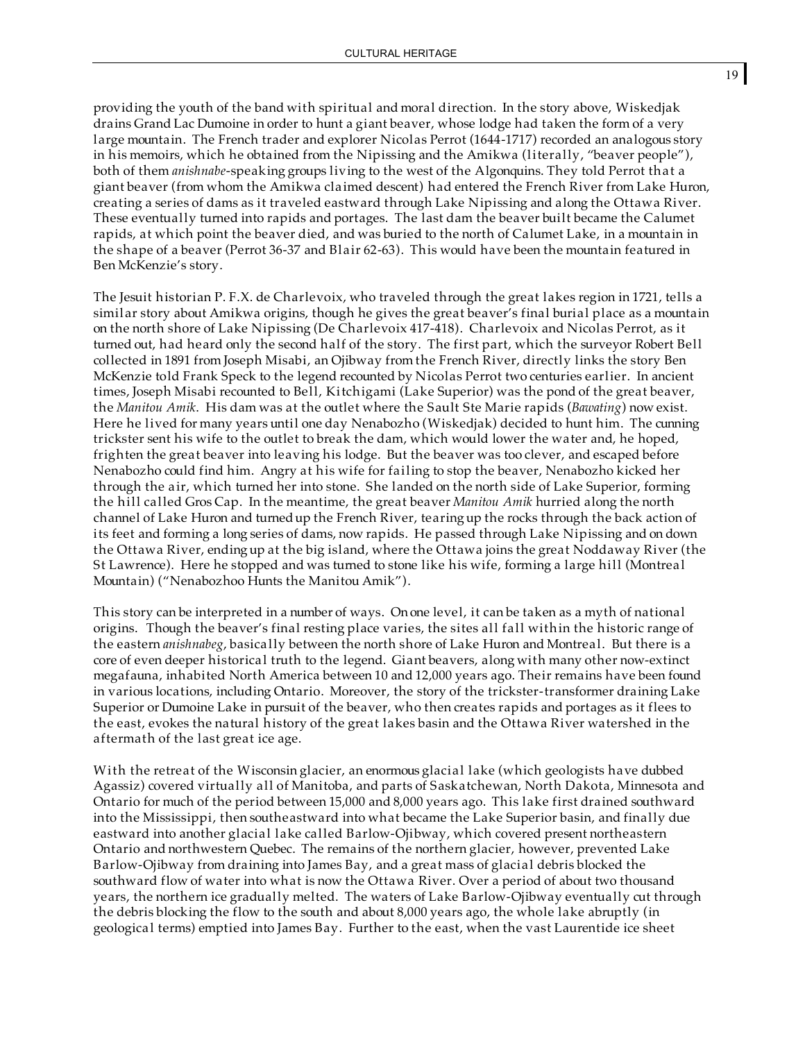providing the youth of the band with spiritual and moral direction. In the story above, Wiskedjak drains Grand Lac Dumoine in order to hunt a giant beaver, whose lodge had taken the form of a very large mountain. The French trader and explorer Nicolas Perrot (1644-1717) recorded an analogous story in his memoirs, which he obtained from the Nipissing and the Amikwa (literally, "beaver people"), both of them *anishnabe*-speaking groups living to the west of the Algonquins. They told Perrot that a giant beaver (from whom the Amikwa claimed descent) had entered the French River from Lake Huron, creating a series of dams as it traveled eastward through Lake Nipissing and along the Ottawa River. These eventually turned into rapids and portages. The last dam the beaver built became the Calumet rapids, at which point the beaver died, and was buried to the north of Calumet Lake, in a mountain in the shape of a beaver (Perrot 36-37 and Blair 62-63). This would have been the mountain featured in Ben McKenzie's story.

The Jesuit historian P. F.X. de Charlevoix, who traveled through the great lakes region in 1721, tells a similar story about Amikwa origins, though he gives the great beaver's final burial place as a mountain on the north shore of Lake Nipissing (De Charlevoix 417-418). Charlevoix and Nicolas Perrot, as it turned out, had heard only the second half of the story. The first part, which the surveyor Robert Bell collected in 1891 from Joseph Misabi, an Ojibway from the French River, directly links the story Ben McKenzie told Frank Speck to the legend recounted by Nicolas Perrot two centuries earlier. In ancient times, Joseph Misabi recounted to Bell, Kitchigami (Lake Superior) was the pond of the great beaver, the *Manitou Amik*. His dam was at the outlet where the Sault Ste Marie rapids (*Bawating*) now exist. Here he lived for many years until one day Nenabozho (Wiskedjak) decided to hunt him. The cunning trickster sent his wife to the outlet to break the dam, which would lower the water and, he hoped, frighten the great beaver into leaving his lodge. But the beaver was too clever, and escaped before Nenabozho could find him. Angry at his wife for failing to stop the beaver, Nenabozho kicked her through the air, which turned her into stone. She landed on the north side of Lake Superior, forming the hill called Gros Cap. In the meantime, the great beaver *Manitou Amik* hurried along the north channel of Lake Huron and turned up the French River, tearing up the rocks through the back action of its feet and forming a long series of dams, now rapids. He passed through Lake Nipissing and on down the Ottawa River, ending up at the big island, where the Ottawa joins the great Noddaway River (the St Lawrence). Here he stopped and was turned to stone like his wife, forming a large hill (Montreal Mountain) ("Nenabozhoo Hunts the Manitou Amik").

This story can be interpreted in a number of ways. On one level, it can be taken as a myth of national origins. Though the beaver's final resting place varies, the sites all fall within the historic range of the eastern *anishnabeg*, basically between the north shore of Lake Huron and Montreal. But there is a core of even deeper historical truth to the legend. Giant beavers, along with many other now-extinct megafauna, inhabited North America between 10 and 12,000 years ago. Their remains have been found in various locations, including Ontario. Moreover, the story of the trickster-transformer draining Lake Superior or Dumoine Lake in pursuit of the beaver, who then creates rapids and portages as it flees to the east, evokes the natural history of the great lakes basin and the Ottawa River watershed in the aftermath of the last great ice age.

With the retreat of the Wisconsin glacier, an enormous glacial lake (which geologists have dubbed Agassiz) covered virtually all of Manitoba, and parts of Saskatchewan, North Dakota, Minnesota and Ontario for much of the period between 15,000 and 8,000 years ago. This lake first drained southward into the Mississippi, then southeastward into what became the Lake Superior basin, and finally due eastward into another glacial lake called Barlow-Ojibway, which covered present northeastern Ontario and northwestern Quebec. The remains of the northern glacier, however, prevented Lake Barlow-Ojibway from draining into James Bay, and a great mass of glacial debris blocked the southward flow of water into what is now the Ottawa River. Over a period of about two thousand years, the northern ice gradually melted. The waters of Lake Barlow-Ojibway eventually cut through the debris blocking the flow to the south and about 8,000 years ago, the whole lake abruptly (in geological terms) emptied into James Bay. Further to the east, when the vast Laurentide ice sheet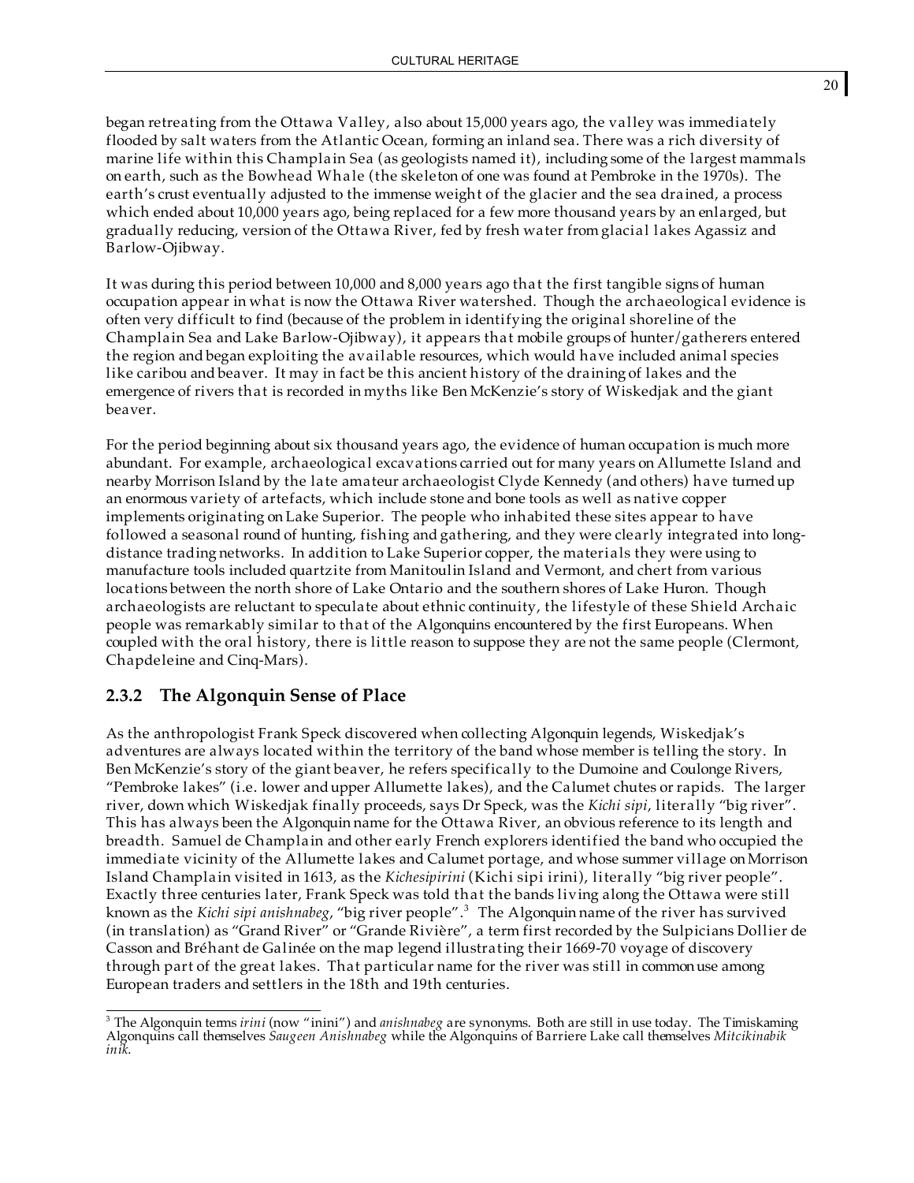began retreating from the Ottawa Valley, also about 15,000 years ago, the valley was immediately flooded by salt waters from the Atlantic Ocean, forming an inland sea. There was a rich diversity of marine life within this Champlain Sea (as geologists named it), including some of the largest mammals on earth, such as the Bowhead Whale (the skeleton of one was found at Pembroke in the 1970s). The earth's crust eventually adjusted to the immense weight of the glacier and the sea drained, a process which ended about 10,000 years ago, being replaced for a few more thousand years by an enlarged, but gradually reducing, version of the Ottawa River, fed by fresh water from glacial lakes Agassiz and Barlow-Ojibway.

It was during this period between 10,000 and 8,000 years ago that the first tangible signs of human occupation appear in what is now the Ottawa River watershed. Though the archaeological evidence is often very difficult to find (because of the problem in identifying the original shoreline of the Champlain Sea and Lake Barlow-Ojibway), it appears that mobile groups of hunter/gatherers entered the region and began exploiting the available resources, which would have included animal species like caribou and beaver. It may in fact be this ancient history of the draining of lakes and the emergence of rivers that is recorded in myths like Ben McKenzie's story of Wiskedjak and the giant beaver.

For the period beginning about six thousand years ago, the evidence of human occupation is much more abundant. For example, archaeological excavations carried out for many years on Allumette Island and nearby Morrison Island by the late amateur archaeologist Clyde Kennedy (and others) have turned up an enormous variety of artefacts, which include stone and bone tools as well as native copper implements originating on Lake Superior. The people who inhabited these sites appear to have followed a seasonal round of hunting, fishing and gathering, and they were clearly integrated into long-distance trading networks. In addition to Lake Superior copper, the materials they were using to manufacture tools included quartzite from Manitoulin Island and Vermont, and chert from various locations between the north shore of Lake Ontario and the southern shores of Lake Huron. Though archaeologists are reluctant to speculate about ethnic continuity, the lifestyle of these Shield Archaic people was remarkably similar to that of the Algonquins encountered by the first Europeans. When coupled with the oral history, there is little reason to suppose they are not the same people (Clermont, Chapdeleine and Cinq-Mars).

### 2.3.2 The Algonquin Sense of Place

As the anthropologist Frank Speck discovered when collecting Algonquin legends, Wiskedjak's adventures are always located within the territory of the band whose member is telling the story. In Ben McKenzie's story of the giant beaver, he refers specifically to the Dumoine and Coulonge Rivers, "Pembroke lakes" (i.e. lower and upper Allumette lakes), and the Calumet chutes or rapids. The larger river, down which Wiskedjak finally proceeds, says Dr Speck, was the *Kichi sipi*, literally "big river". This has always been the Algonquin name for the Ottawa River, an obvious reference to its length and breadth. Samuel de Champlain and other early French explorers identified the band who occupied the immediate vicinity of the Allumette lakes and Calumet portage, and whose summer village on Morrison Island Champlain visited in 1613, as the *Kichesipirini* (Kichi sipi irini), literally "big river people". Exactly three centuries later, Frank Speck was told that the bands living along the Ottawa were still known as the *Kichi sipi anishnabeg*, "big river people".[3] The Algonquin name of the river has survived (in translation) as "Grand River" or "Grande Rivière", a term first recorded by the Sulpicians Dollier de Casson and Bréhant de Galinée on the map legend illustrating their 1669-70 voyage of discovery through part of the great lakes. That particular name for the river was still in common use among European traders and settlers in the 18th and 19th centuries.

---

[3] The Algonquin terms *irini* (now "inini") and *anishnabeg* are synonyms. Both are still in use today. The Timiskaming Algonquins call themselves *Saugeen Anishnabeg* while the Algonquins of Barriere Lake call themselves *Mitcikinabik inik*.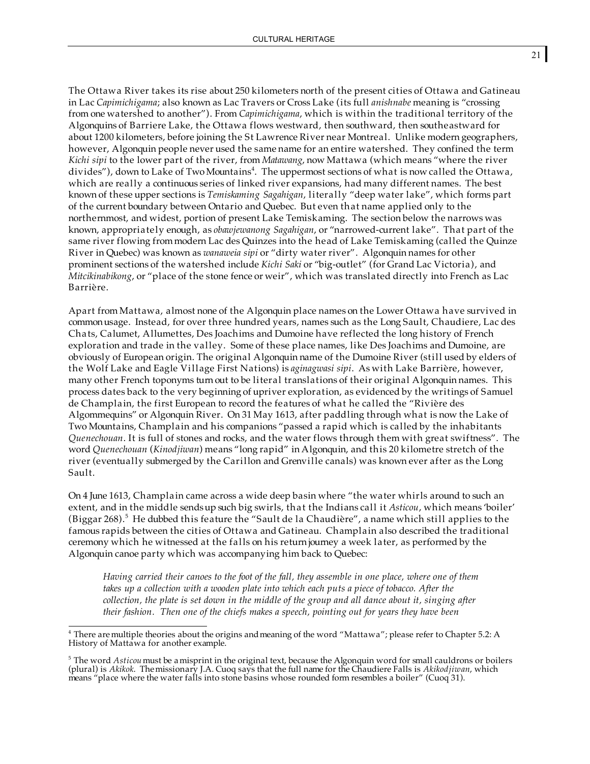The Ottawa River takes its rise about 250 kilometers north of the present cities of Ottawa and Gatineau in Lac *Capimichigama*; also known as Lac Travers or Cross Lake (its full *anishnabe* meaning is "crossing from one watershed to another"). From *Capimichigama*, which is within the traditional territory of the Algonquins of Barriere Lake, the Ottawa flows westward, then southward, then southeastward for about 1200 kilometers, before joining the St Lawrence River near Montreal. Unlike modern geographers, however, Algonquin people never used the same name for an entire watershed. They confined the term *Kichi sipi* to the lower part of the river, from *Matawang*, now Mattawa (which means "where the river divides"), down to Lake of Two Mountains[4]. The uppermost sections of what is now called the Ottawa, which are really a continuous series of linked river expansions, had many different names. The best known of these upper sections is *Temiskaming Sagahigan*, literally "deep water lake", which forms part of the current boundary between Ontario and Quebec. But even that name applied only to the northernmost, and widest, portion of present Lake Temiskaming. The section below the narrows was known, appropriately enough, as *obawjewanong Sagahigan*, or "narrowed-current lake". That part of the same river flowing from modern Lac des Quinzes into the head of Lake Temiskaming (called the Quinze River in Quebec) was known as *wanaweia sipi* or "dirty water river". Algonquin names for other prominent sections of the watershed include *Kichi Saki* or "big-outlet" (for Grand Lac Victoria), and *Mitcikinabikong*, or "place of the stone fence or weir", which was translated directly into French as Lac Barrière.

Apart from Mattawa, almost none of the Algonquin place names on the Lower Ottawa have survived in common usage. Instead, for over three hundred years, names such as the Long Sault, Chaudiere, Lac des Chats, Calumet, Allumettes, Des Joachims and Dumoine have reflected the long history of French exploration and trade in the valley. Some of these place names, like Des Joachims and Dumoine, are obviously of European origin. The original Algonquin name of the Dumoine River (still used by elders of the Wolf Lake and Eagle Village First Nations) is *aginagwasi sipi*. As with Lake Barrière, however, many other French toponyms turn out to be literal translations of their original Algonquin names. This process dates back to the very beginning of upriver exploration, as evidenced by the writings of Samuel de Champlain, the first European to record the features of what he called the "Rivière des Algommequins" or Algonquin River. On 31 May 1613, after paddling through what is now the Lake of Two Mountains, Champlain and his companions "passed a rapid which is called by the inhabitants *Quenechouan*. It is full of stones and rocks, and the water flows through them with great swiftness". The word *Quenechouan* (*Kinodjiwan*) means "long rapid" in Algonquin, and this 20 kilometre stretch of the river (eventually submerged by the Carillon and Grenville canals) was known ever after as the Long Sault.

On 4 June 1613, Champlain came across a wide deep basin where "the water whirls around to such an extent, and in the middle sends up such big swirls, that the Indians call it *Asticou*, which means 'boiler' (Biggar 268).[5] He dubbed this feature the "Sault de la Chaudière", a name which still applies to the famous rapids between the cities of Ottawa and Gatineau. Champlain also described the traditional ceremony which he witnessed at the falls on his return journey a week later, as performed by the Algonquin canoe party which was accompanying him back to Quebec:

> *Having carried their canoes to the foot of the fall, they assemble in one place, where one of them takes up a collection with a wooden plate into which each puts a piece of tobacco. After the collection, the plate is set down in the middle of the group and all dance about it, singing after their fashion. Then one of the chiefs makes a speech, pointing out for years they have been*

---

[4] There are multiple theories about the origins and meaning of the word "Mattawa"; please refer to Chapter 5.2: A History of Mattawa for another example.

[5] The word *Asticou* must be a misprint in the original text, because the Algonquin word for small cauldrons or boilers (plural) is *Akikok*. The missionary J.A. Cuoq says that the full name for the Chaudiere Falls is *Akikodjiwan*, which means "place where the water falls into stone basins whose rounded form resembles a boiler" (Cuoq 31).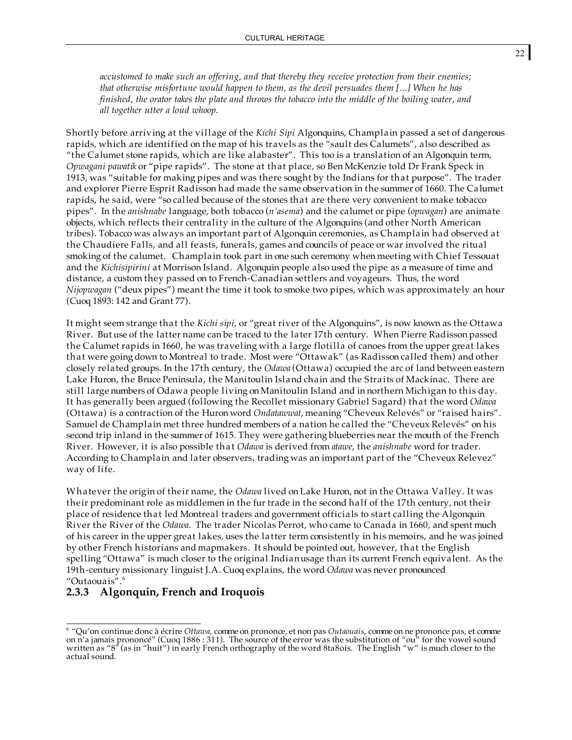*accustomed to make such an offering, and that thereby they receive protection from their enemies; that otherwise misfortune would happen to them, as the devil persuades them [...] When he has finished, the orator takes the plate and throws the tobacco into the middle of the boiling water, and all together utter a loud whoop.*

Shortly before arriving at the village of the *Kichi Sipi* Algonquins, Champlain passed a set of dangerous rapids, which are identified on the map of his travels as the "sault des Calumets", also described as "the Calumet stone rapids, which are like alabaster". This too is a translation of an Algonquin term, *Opwagani pawatik* or "pipe rapids". The stone at that place, so Ben McKenzie told Dr Frank Speck in 1913, was "suitable for making pipes and was there sought by the Indians for that purpose". The trader and explorer Pierre Esprit Radisson had made the same observation in the summer of 1660. The Calumet rapids, he said, were "so called because of the stones that are there very convenient to make tobacco pipes". In the *anishnabe* language, both tobacco (*n'asema*) and the calumet or pipe (*opwagan*) are animate objects, which reflects their centrality in the culture of the Algonquins (and other North American tribes). Tobacco was always an important part of Algonquin ceremonies, as Champlain had observed at the Chaudiere Falls, and all feasts, funerals, games and councils of peace or war involved the ritual smoking of the calumet. Champlain took part in one such ceremony when meeting with Chief Tessouat and the *Kichisipirini* at Morrison Island. Algonquin people also used the pipe as a measure of time and distance, a custom they passed on to French-Canadian settlers and voyageurs. Thus, the word *Nijopwagan* ("deux pipes") meant the time it took to smoke two pipes, which was approximately an hour (Cuoq 1893: 142 and Grant 77).

It might seem strange that the *Kichi sipi*, or "great river of the Algonquins", is now known as the Ottawa River. But use of the latter name can be traced to the later 17th century. When Pierre Radisson passed the Calumet rapids in 1660, he was traveling with a large flotilla of canoes from the upper great lakes that were going down to Montreal to trade. Most were "Ottawak" (as Radisson called them) and other closely related groups. In the 17th century, the *Odawa* (Ottawa) occupied the arc of land between eastern Lake Huron, the Bruce Peninsula, the Manitoulin Island chain and the Straits of Mackinac. There are still large numbers of Odawa people living on Manitoulin Island and in northern Michigan to this day. It has generally been argued (following the Recollet missionary Gabriel Sagard) that the word *Odawa* (Ottawa) is a contraction of the Huron word *Ondatawwat*, meaning "Cheveux Relevés" or "raised hairs". Samuel de Champlain met three hundred members of a nation he called the "Cheveux Relevés" on his second trip inland in the summer of 1615. They were gathering blueberries near the mouth of the French River. However, it is also possible that *Odawa* is derived from *atawe*, the *anishnabe* word for trader. According to Champlain and later observers, trading was an important part of the "Cheveux Relevez" way of life.

Whatever the origin of their name, the *Odawa* lived on Lake Huron, not in the Ottawa Valley. It was their predominant role as middlemen in the fur trade in the second half of the 17th century, not their place of residence that led Montreal traders and government officials to start calling the Algonquin River the River of the *Odawa*. The trader Nicolas Perrot, who came to Canada in 1660, and spent much of his career in the upper great lakes, uses the latter term consistently in his memoirs, and he was joined by other French historians and mapmakers. It should be pointed out, however, that the English spelling "Ottawa" is much closer to the original Indian usage than its current French equivalent. As the 19th-century missionary linguist J.A. Cuoq explains, the word *Odawa* was never pronounced "Outaouais".[6]

### 2.3.3 Algonquin, French and Iroquois

[6] "Qu'on continue donc à écrire *Ottawa*, comme on prononce, et non pas *Outaouais*, comme on ne prononce pas, et comme on n'a jamais prononcé" (Cuoq 1886 : 311). The source of the error was the substitution of "ou" for the vowel sound written as "8" (as in "huit") in early French orthography of the word 8ta8ois. The English "w" is much closer to the actual sound.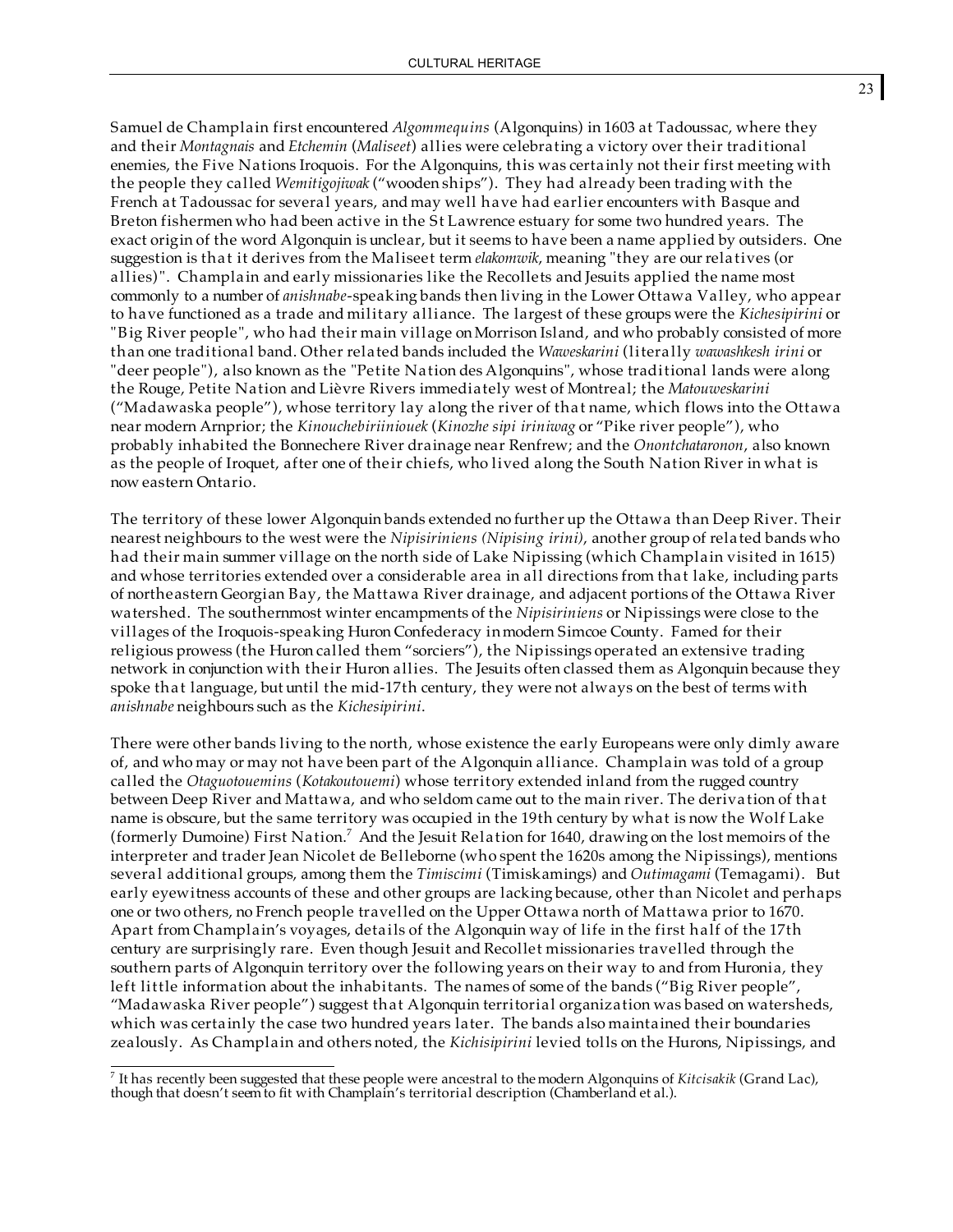Samuel de Champlain first encountered *Algommequins* (Algonquins) in 1603 at Tadoussac, where they and their *Montagnais* and *Etchemin* (*Maliseet*) allies were celebrating a victory over their traditional enemies, the Five Nations Iroquois. For the Algonquins, this was certainly not their first meeting with the people they called *Wemitigojiwak* ("wooden ships"). They had already been trading with the French at Tadoussac for several years, and may well have had earlier encounters with Basque and Breton fishermen who had been active in the St Lawrence estuary for some two hundred years. The exact origin of the word Algonquin is unclear, but it seems to have been a name applied by outsiders. One suggestion is that it derives from the Maliseet term *elakomwik*, meaning "they are our relatives (or allies)". Champlain and early missionaries like the Recollets and Jesuits applied the name most commonly to a number of *anishnabe*-speaking bands then living in the Lower Ottawa Valley, who appear to have functioned as a trade and military alliance. The largest of these groups were the *Kichesipirini* or "Big River people", who had their main village on Morrison Island, and who probably consisted of more than one traditional band. Other related bands included the *Waweskarini* (literally *wawashkesh irini* or "deer people"), also known as the "Petite Nation des Algonquins", whose traditional lands were along the Rouge, Petite Nation and Lièvre Rivers immediately west of Montreal; the *Matouweskarini* ("Madawaska people"), whose territory lay along the river of that name, which flows into the Ottawa near modern Arnprior; the *Kinouchebiriiniouek* (*Kinozhe sipi iriniwag* or "Pike river people"), who probably inhabited the Bonnechere River drainage near Renfrew; and the *Onontchataronon*, also known as the people of Iroquet, after one of their chiefs, who lived along the South Nation River in what is now eastern Ontario.

The territory of these lower Algonquin bands extended no further up the Ottawa than Deep River. Their nearest neighbours to the west were the *Nipisiriniens (Nipising irini)*, another group of related bands who had their main summer village on the north side of Lake Nipissing (which Champlain visited in 1615) and whose territories extended over a considerable area in all directions from that lake, including parts of northeastern Georgian Bay, the Mattawa River drainage, and adjacent portions of the Ottawa River watershed. The southernmost winter encampments of the *Nipisiriniens* or Nipissings were close to the villages of the Iroquois-speaking Huron Confederacy in modern Simcoe County. Famed for their religious prowess (the Huron called them "sorciers"), the Nipissings operated an extensive trading network in conjunction with their Huron allies. The Jesuits often classed them as Algonquin because they spoke that language, but until the mid-17th century, they were not always on the best of terms with *anishnabe* neighbours such as the *Kichesipirini*.

There were other bands living to the north, whose existence the early Europeans were only dimly aware of, and who may or may not have been part of the Algonquin alliance. Champlain was told of a group called the *Otaguotouemins* (*Kotakoutouemi*) whose territory extended inland from the rugged country between Deep River and Mattawa, and who seldom came out to the main river. The derivation of that name is obscure, but the same territory was occupied in the 19th century by what is now the Wolf Lake (formerly Dumoine) First Nation.[7] And the Jesuit Relation for 1640, drawing on the lost memoirs of the interpreter and trader Jean Nicolet de Belleborne (who spent the 1620s among the Nipissings), mentions several additional groups, among them the *Timiscimi* (Timiskamings) and *Outimagami* (Temagami). But early eyewitness accounts of these and other groups are lacking because, other than Nicolet and perhaps one or two others, no French people travelled on the Upper Ottawa north of Mattawa prior to 1670. Apart from Champlain's voyages, details of the Algonquin way of life in the first half of the 17th century are surprisingly rare. Even though Jesuit and Recollet missionaries travelled through the southern parts of Algonquin territory over the following years on their way to and from Huronia, they left little information about the inhabitants. The names of some of the bands ("Big River people", "Madawaska River people") suggest that Algonquin territorial organization was based on watersheds, which was certainly the case two hundred years later. The bands also maintained their boundaries zealously. As Champlain and others noted, the *Kichisipirini* levied tolls on the Hurons, Nipissings, and

[7] It has recently been suggested that these people were ancestral to the modern Algonquins of *Kitcisakik* (Grand Lac), though that doesn't seem to fit with Champlain's territorial description (Chamberland et al.).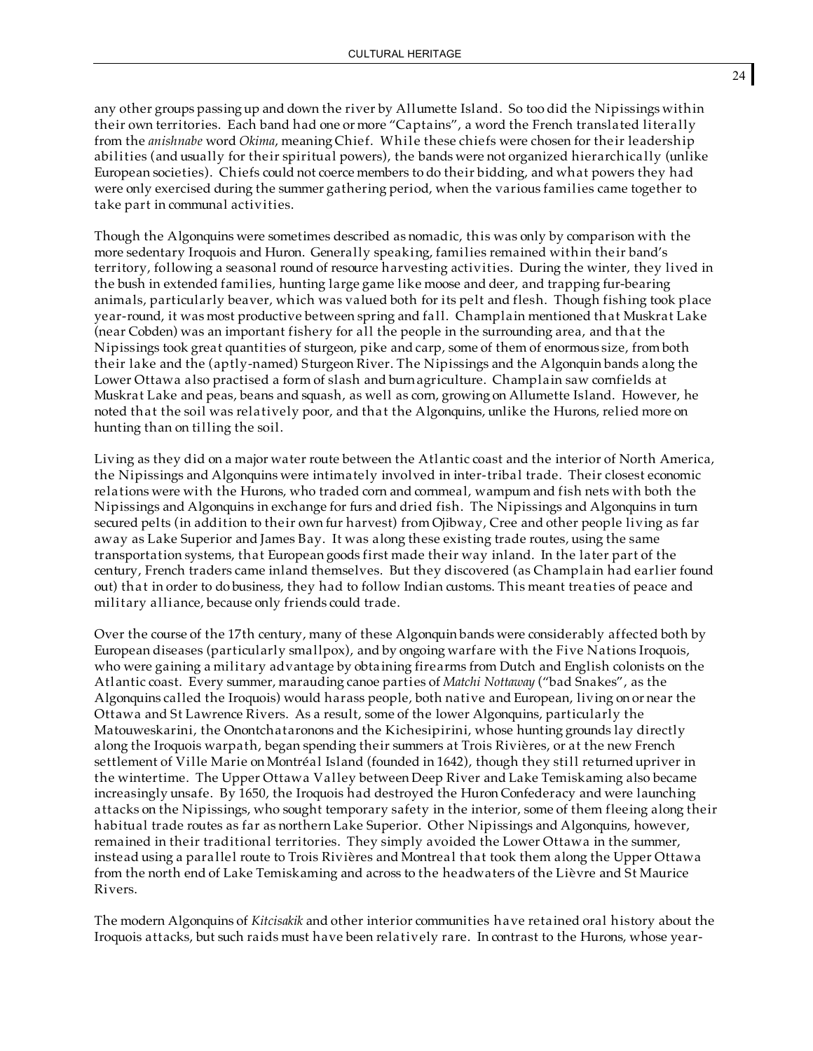any other groups passing up and down the river by Allumette Island. So too did the Nipissings within their own territories. Each band had one or more "Captains", a word the French translated literally from the *anishnabe* word *Okima*, meaning Chief. While these chiefs were chosen for their leadership abilities (and usually for their spiritual powers), the bands were not organized hierarchically (unlike European societies). Chiefs could not coerce members to do their bidding, and what powers they had were only exercised during the summer gathering period, when the various families came together to take part in communal activities.

Though the Algonquins were sometimes described as nomadic, this was only by comparison with the more sedentary Iroquois and Huron. Generally speaking, families remained within their band's territory, following a seasonal round of resource harvesting activities. During the winter, they lived in the bush in extended families, hunting large game like moose and deer, and trapping fur-bearing animals, particularly beaver, which was valued both for its pelt and flesh. Though fishing took place year-round, it was most productive between spring and fall. Champlain mentioned that Muskrat Lake (near Cobden) was an important fishery for all the people in the surrounding area, and that the Nipissings took great quantities of sturgeon, pike and carp, some of them of enormous size, from both their lake and the (aptly-named) Sturgeon River. The Nipissings and the Algonquin bands along the Lower Ottawa also practised a form of slash and burn agriculture. Champlain saw cornfields at Muskrat Lake and peas, beans and squash, as well as corn, growing on Allumette Island. However, he noted that the soil was relatively poor, and that the Algonquins, unlike the Hurons, relied more on hunting than on tilling the soil.

Living as they did on a major water route between the Atlantic coast and the interior of North America, the Nipissings and Algonquins were intimately involved in inter-tribal trade. Their closest economic relations were with the Hurons, who traded corn and cornmeal, wampum and fish nets with both the Nipissings and Algonquins in exchange for furs and dried fish. The Nipissings and Algonquins in turn secured pelts (in addition to their own fur harvest) from Ojibway, Cree and other people living as far away as Lake Superior and James Bay. It was along these existing trade routes, using the same transportation systems, that European goods first made their way inland. In the later part of the century, French traders came inland themselves. But they discovered (as Champlain had earlier found out) that in order to do business, they had to follow Indian customs. This meant treaties of peace and military alliance, because only friends could trade.

Over the course of the 17th century, many of these Algonquin bands were considerably affected both by European diseases (particularly smallpox), and by ongoing warfare with the Five Nations Iroquois, who were gaining a military advantage by obtaining firearms from Dutch and English colonists on the Atlantic coast. Every summer, marauding canoe parties of *Matchi Nottaway* ("bad Snakes", as the Algonquins called the Iroquois) would harass people, both native and European, living on or near the Ottawa and St Lawrence Rivers. As a result, some of the lower Algonquins, particularly the Matouweskarini, the Onontchataronons and the Kichesipirini, whose hunting grounds lay directly along the Iroquois warpath, began spending their summers at Trois Rivières, or at the new French settlement of Ville Marie on Montréal Island (founded in 1642), though they still returned upriver in the wintertime. The Upper Ottawa Valley between Deep River and Lake Temiskaming also became increasingly unsafe. By 1650, the Iroquois had destroyed the Huron Confederacy and were launching attacks on the Nipissings, who sought temporary safety in the interior, some of them fleeing along their habitual trade routes as far as northern Lake Superior. Other Nipissings and Algonquins, however, remained in their traditional territories. They simply avoided the Lower Ottawa in the summer, instead using a parallel route to Trois Rivières and Montreal that took them along the Upper Ottawa from the north end of Lake Temiskaming and across to the headwaters of the Lièvre and St Maurice Rivers.

The modern Algonquins of *Kitcisakik* and other interior communities have retained oral history about the Iroquois attacks, but such raids must have been relatively rare. In contrast to the Hurons, whose year-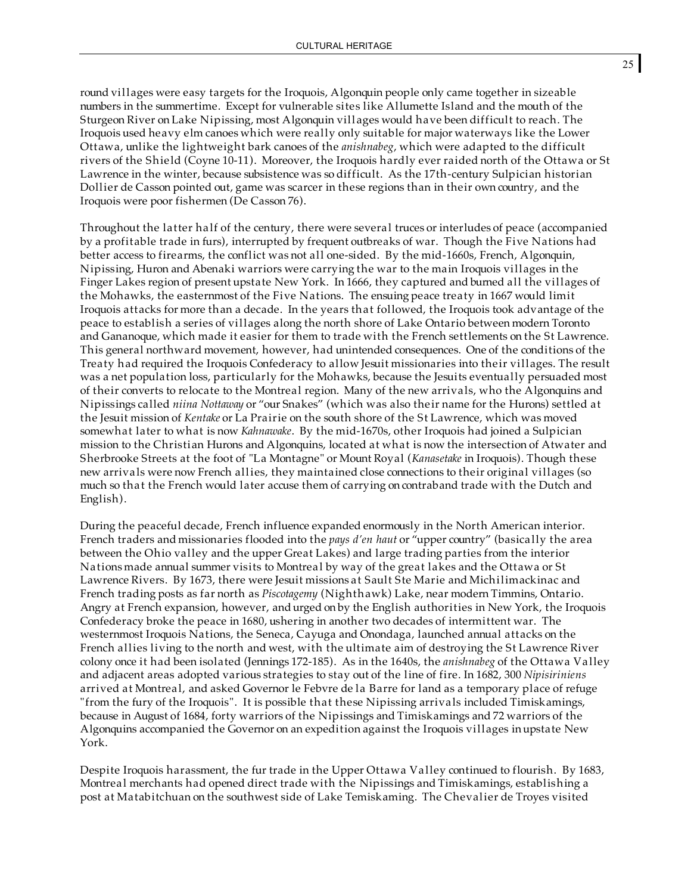round villages were easy targets for the Iroquois, Algonquin people only came together in sizeable numbers in the summertime. Except for vulnerable sites like Allumette Island and the mouth of the Sturgeon River on Lake Nipissing, most Algonquin villages would have been difficult to reach. The Iroquois used heavy elm canoes which were really only suitable for major waterways like the Lower Ottawa, unlike the lightweight bark canoes of the *anishnabeg*, which were adapted to the difficult rivers of the Shield (Coyne 10-11). Moreover, the Iroquois hardly ever raided north of the Ottawa or St Lawrence in the winter, because subsistence was so difficult. As the 17th-century Sulpician historian Dollier de Casson pointed out, game was scarcer in these regions than in their own country, and the Iroquois were poor fishermen (De Casson 76).

Throughout the latter half of the century, there were several truces or interludes of peace (accompanied by a profitable trade in furs), interrupted by frequent outbreaks of war. Though the Five Nations had better access to firearms, the conflict was not all one-sided. By the mid-1660s, French, Algonquin, Nipissing, Huron and Abenaki warriors were carrying the war to the main Iroquois villages in the Finger Lakes region of present upstate New York. In 1666, they captured and burned all the villages of the Mohawks, the easternmost of the Five Nations. The ensuing peace treaty in 1667 would limit Iroquois attacks for more than a decade. In the years that followed, the Iroquois took advantage of the peace to establish a series of villages along the north shore of Lake Ontario between modern Toronto and Gananoque, which made it easier for them to trade with the French settlements on the St Lawrence. This general northward movement, however, had unintended consequences. One of the conditions of the Treaty had required the Iroquois Confederacy to allow Jesuit missionaries into their villages. The result was a net population loss, particularly for the Mohawks, because the Jesuits eventually persuaded most of their converts to relocate to the Montreal region. Many of the new arrivals, who the Algonquins and Nipissings called *niina Nottaway* or "our Snakes" (which was also their name for the Hurons) settled at the Jesuit mission of *Kentake* or La Prairie on the south shore of the St Lawrence, which was moved somewhat later to what is now *Kahnawake*. By the mid-1670s, other Iroquois had joined a Sulpician mission to the Christian Hurons and Algonquins, located at what is now the intersection of Atwater and Sherbrooke Streets at the foot of "La Montagne" or Mount Royal (*Kanasetake* in Iroquois). Though these new arrivals were now French allies, they maintained close connections to their original villages (so much so that the French would later accuse them of carrying on contraband trade with the Dutch and English).

During the peaceful decade, French influence expanded enormously in the North American interior. French traders and missionaries flooded into the *pays d'en haut* or "upper country" (basically the area between the Ohio valley and the upper Great Lakes) and large trading parties from the interior Nations made annual summer visits to Montreal by way of the great lakes and the Ottawa or St Lawrence Rivers. By 1673, there were Jesuit missions at Sault Ste Marie and Michilimackinac and French trading posts as far north as *Piscotagemy* (Nighthawk) Lake, near modern Timmins, Ontario. Angry at French expansion, however, and urged on by the English authorities in New York, the Iroquois Confederacy broke the peace in 1680, ushering in another two decades of intermittent war. The westernmost Iroquois Nations, the Seneca, Cayuga and Onondaga, launched annual attacks on the French allies living to the north and west, with the ultimate aim of destroying the St Lawrence River colony once it had been isolated (Jennings 172-185). As in the 1640s, the *anishnabeg* of the Ottawa Valley and adjacent areas adopted various strategies to stay out of the line of fire. In 1682, 300 *Nipisiriniens* arrived at Montreal, and asked Governor le Febvre de la Barre for land as a temporary place of refuge "from the fury of the Iroquois". It is possible that these Nipissing arrivals included Timiskamings, because in August of 1684, forty warriors of the Nipissings and Timiskamings and 72 warriors of the Algonquins accompanied the Governor on an expedition against the Iroquois villages in upstate New York.

Despite Iroquois harassment, the fur trade in the Upper Ottawa Valley continued to flourish. By 1683, Montreal merchants had opened direct trade with the Nipissings and Timiskamings, establishing a post at Matabitchuan on the southwest side of Lake Temiskaming. The Chevalier de Troyes visited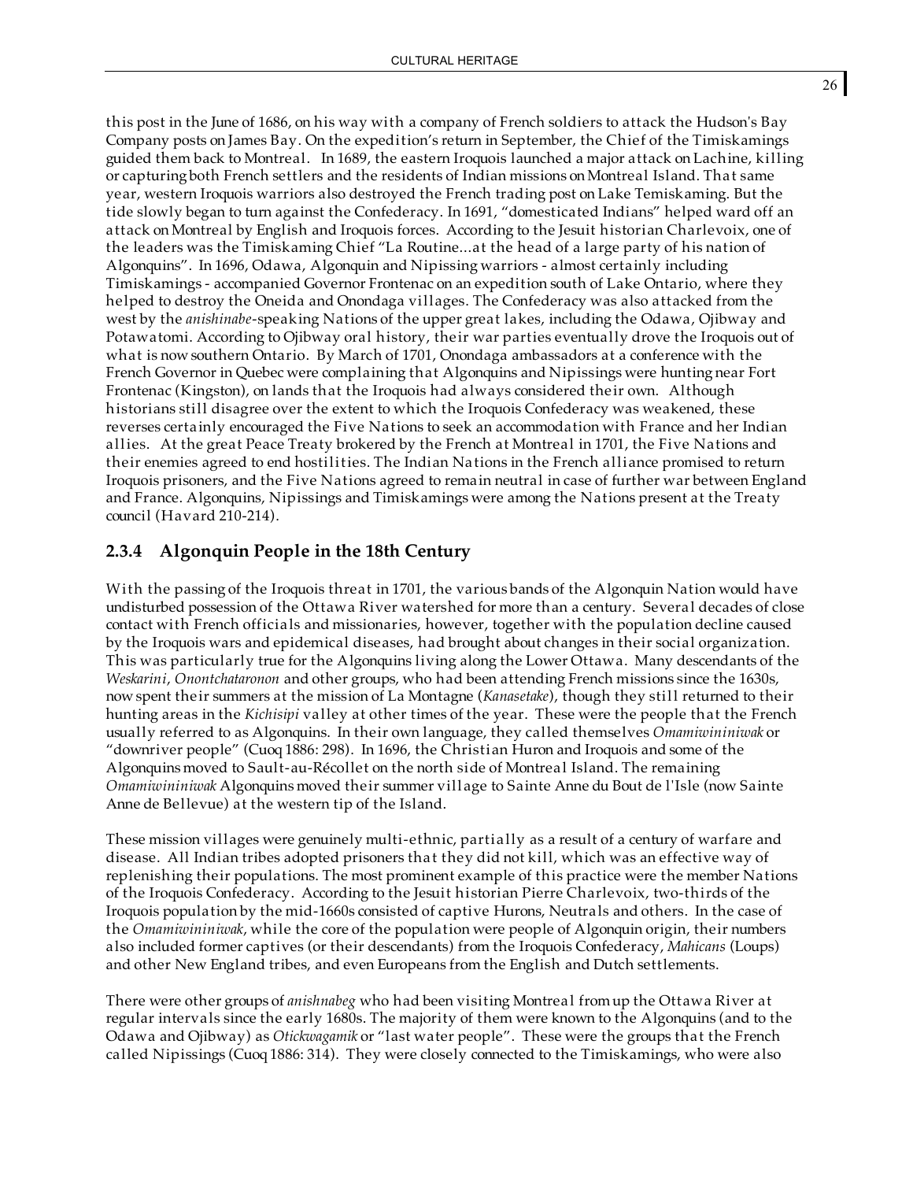this post in the June of 1686, on his way with a company of French soldiers to attack the Hudson's Bay Company posts on James Bay. On the expedition's return in September, the Chief of the Timiskamings guided them back to Montreal. In 1689, the eastern Iroquois launched a major attack on Lachine, killing or capturing both French settlers and the residents of Indian missions on Montreal Island. That same year, western Iroquois warriors also destroyed the French trading post on Lake Temiskaming. But the tide slowly began to turn against the Confederacy. In 1691, "domesticated Indians" helped ward off an attack on Montreal by English and Iroquois forces. According to the Jesuit historian Charlevoix, one of the leaders was the Timiskaming Chief "La Routine...at the head of a large party of his nation of Algonquins". In 1696, Odawa, Algonquin and Nipissing warriors - almost certainly including Timiskamings - accompanied Governor Frontenac on an expedition south of Lake Ontario, where they helped to destroy the Oneida and Onondaga villages. The Confederacy was also attacked from the west by the *anishinabe*-speaking Nations of the upper great lakes, including the Odawa, Ojibway and Potawatomi. According to Ojibway oral history, their war parties eventually drove the Iroquois out of what is now southern Ontario. By March of 1701, Onondaga ambassadors at a conference with the French Governor in Quebec were complaining that Algonquins and Nipissings were hunting near Fort Frontenac (Kingston), on lands that the Iroquois had always considered their own. Although historians still disagree over the extent to which the Iroquois Confederacy was weakened, these reverses certainly encouraged the Five Nations to seek an accommodation with France and her Indian allies. At the great Peace Treaty brokered by the French at Montreal in 1701, the Five Nations and their enemies agreed to end hostilities. The Indian Nations in the French alliance promised to return Iroquois prisoners, and the Five Nations agreed to remain neutral in case of further war between England and France. Algonquins, Nipissings and Timiskamings were among the Nations present at the Treaty council (Havard 210-214).

### 2.3.4 Algonquin People in the 18th Century

With the passing of the Iroquois threat in 1701, the various bands of the Algonquin Nation would have undisturbed possession of the Ottawa River watershed for more than a century. Several decades of close contact with French officials and missionaries, however, together with the population decline caused by the Iroquois wars and epidemical diseases, had brought about changes in their social organization. This was particularly true for the Algonquins living along the Lower Ottawa. Many descendants of the *Weskarini*, *Onontchataronon* and other groups, who had been attending French missions since the 1630s, now spent their summers at the mission of La Montagne (*Kanasetake*), though they still returned to their hunting areas in the *Kichisipi* valley at other times of the year. These were the people that the French usually referred to as Algonquins. In their own language, they called themselves *Omamiwininiwak* or "downriver people" (Cuoq 1886: 298). In 1696, the Christian Huron and Iroquois and some of the Algonquins moved to Sault-au-Récollet on the north side of Montreal Island. The remaining *Omamiwininiwak* Algonquins moved their summer village to Sainte Anne du Bout de l'Isle (now Sainte Anne de Bellevue) at the western tip of the Island.

These mission villages were genuinely multi-ethnic, partially as a result of a century of warfare and disease. All Indian tribes adopted prisoners that they did not kill, which was an effective way of replenishing their populations. The most prominent example of this practice were the member Nations of the Iroquois Confederacy. According to the Jesuit historian Pierre Charlevoix, two-thirds of the Iroquois population by the mid-1660s consisted of captive Hurons, Neutrals and others. In the case of the *Omamiwininiwak*, while the core of the population were people of Algonquin origin, their numbers also included former captives (or their descendants) from the Iroquois Confederacy, *Mahicans* (Loups) and other New England tribes, and even Europeans from the English and Dutch settlements.

There were other groups of *anishnabeg* who had been visiting Montreal from up the Ottawa River at regular intervals since the early 1680s. The majority of them were known to the Algonquins (and to the Odawa and Ojibway) as *Otickwagamik* or "last water people". These were the groups that the French called Nipissings (Cuoq 1886: 314). They were closely connected to the Timiskamings, who were also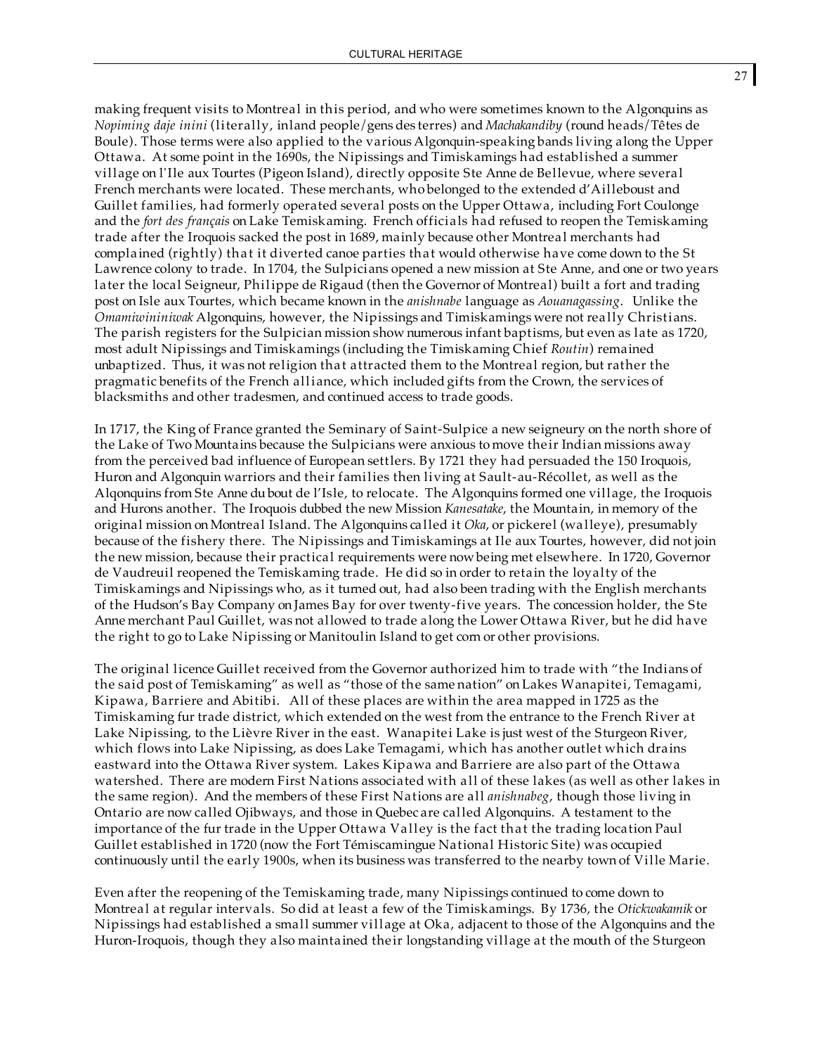making frequent visits to Montreal in this period, and who were sometimes known to the Algonquins as *Nopiming daje inini* (literally, inland people/gens des terres) and *Machakandiby* (round heads/Têtes de Boule). Those terms were also applied to the various Algonquin-speaking bands living along the Upper Ottawa. At some point in the 1690s, the Nipissings and Timiskamings had established a summer village on l'Ile aux Tourtes (Pigeon Island), directly opposite Ste Anne de Bellevue, where several French merchants were located. These merchants, who belonged to the extended d'Ailleboust and Guillet families, had formerly operated several posts on the Upper Ottawa, including Fort Coulonge and the *fort des français* on Lake Temiskaming. French officials had refused to reopen the Temiskaming trade after the Iroquois sacked the post in 1689, mainly because other Montreal merchants had complained (rightly) that it diverted canoe parties that would otherwise have come down to the St Lawrence colony to trade. In 1704, the Sulpicians opened a new mission at Ste Anne, and one or two years later the local Seigneur, Philippe de Rigaud (then the Governor of Montreal) built a fort and trading post on Isle aux Tourtes, which became known in the *anishnabe* language as *Aouanagassing*. Unlike the *Omamiwininiwak* Algonquins, however, the Nipissings and Timiskamings were not really Christians. The parish registers for the Sulpician mission show numerous infant baptisms, but even as late as 1720, most adult Nipissings and Timiskamings (including the Timiskaming Chief *Routin*) remained unbaptized. Thus, it was not religion that attracted them to the Montreal region, but rather the pragmatic benefits of the French alliance, which included gifts from the Crown, the services of blacksmiths and other tradesmen, and continued access to trade goods.

In 1717, the King of France granted the Seminary of Saint-Sulpice a new seigneury on the north shore of the Lake of Two Mountains because the Sulpicians were anxious to move their Indian missions away from the perceived bad influence of European settlers. By 1721 they had persuaded the 150 Iroquois, Huron and Algonquin warriors and their families then living at Sault-au-Récollet, as well as the Alqonquins from Ste Anne du bout de l'Isle, to relocate. The Algonquins formed one village, the Iroquois and Hurons another. The Iroquois dubbed the new Mission *Kanesatake*, the Mountain, in memory of the original mission on Montreal Island. The Algonquins called it *Oka*, or pickerel (walleye), presumably because of the fishery there. The Nipissings and Timiskamings at Ile aux Tourtes, however, did not join the new mission, because their practical requirements were now being met elsewhere. In 1720, Governor de Vaudreuil reopened the Temiskaming trade. He did so in order to retain the loyalty of the Timiskamings and Nipissings who, as it turned out, had also been trading with the English merchants of the Hudson's Bay Company on James Bay for over twenty-five years. The concession holder, the Ste Anne merchant Paul Guillet, was not allowed to trade along the Lower Ottawa River, but he did have the right to go to Lake Nipissing or Manitoulin Island to get corn or other provisions.

The original licence Guillet received from the Governor authorized him to trade with "the Indians of the said post of Temiskaming" as well as "those of the same nation" on Lakes Wanapitei, Temagami, Kipawa, Barriere and Abitibi. All of these places are within the area mapped in 1725 as the Timiskaming fur trade district, which extended on the west from the entrance to the French River at Lake Nipissing, to the Lièvre River in the east. Wanapitei Lake is just west of the Sturgeon River, which flows into Lake Nipissing, as does Lake Temagami, which has another outlet which drains eastward into the Ottawa River system. Lakes Kipawa and Barriere are also part of the Ottawa watershed. There are modern First Nations associated with all of these lakes (as well as other lakes in the same region). And the members of these First Nations are all *anishnabeg*, though those living in Ontario are now called Ojibways, and those in Quebec are called Algonquins. A testament to the importance of the fur trade in the Upper Ottawa Valley is the fact that the trading location Paul Guillet established in 1720 (now the Fort Témiscamingue National Historic Site) was occupied continuously until the early 1900s, when its business was transferred to the nearby town of Ville Marie.

Even after the reopening of the Temiskaming trade, many Nipissings continued to come down to Montreal at regular intervals. So did at least a few of the Timiskamings. By 1736, the *Otickwakamik* or Nipissings had established a small summer village at Oka, adjacent to those of the Algonquins and the Huron-Iroquois, though they also maintained their longstanding village at the mouth of the Sturgeon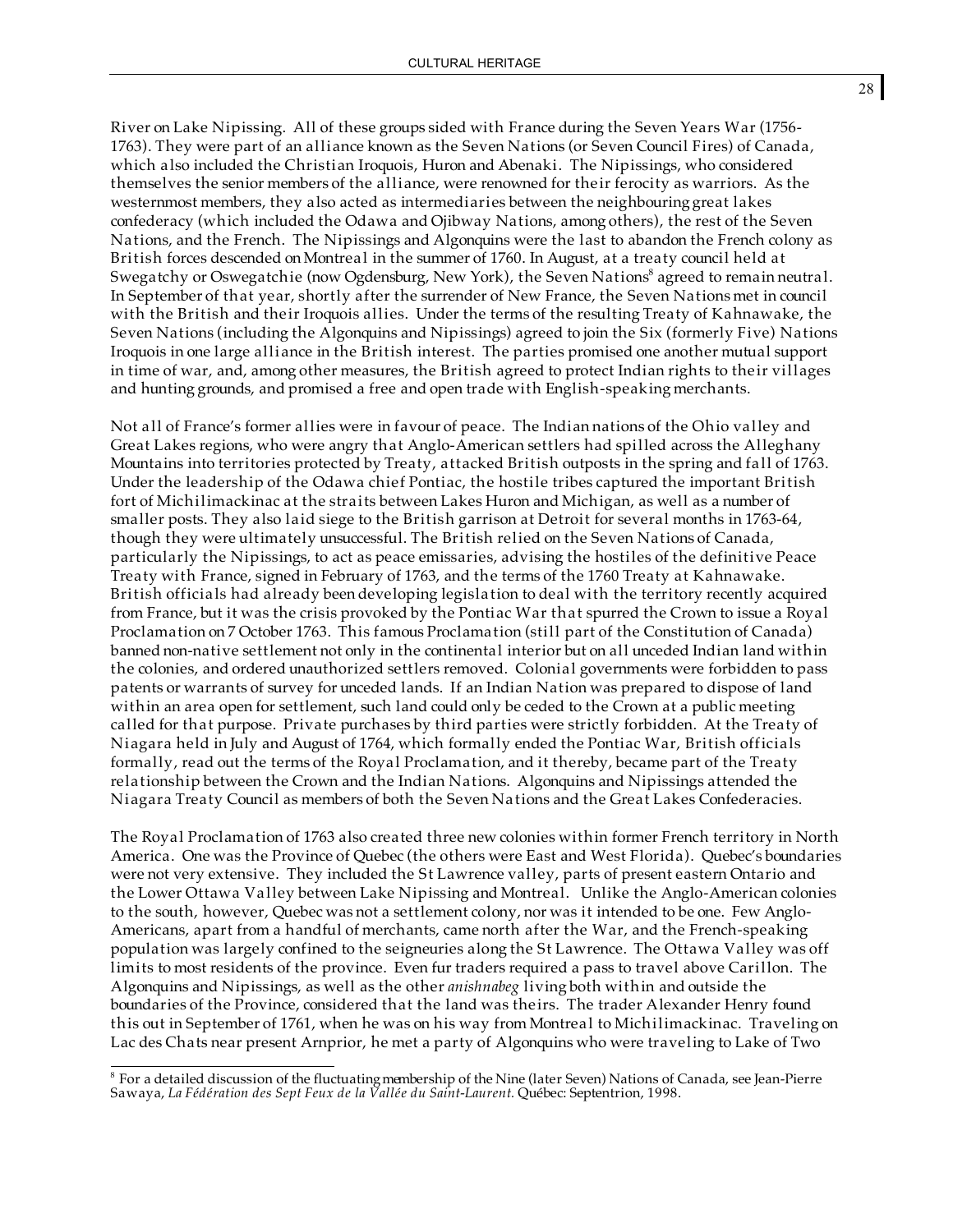River on Lake Nipissing. All of these groups sided with France during the Seven Years War (1756-1763). They were part of an alliance known as the Seven Nations (or Seven Council Fires) of Canada, which also included the Christian Iroquois, Huron and Abenaki. The Nipissings, who considered themselves the senior members of the alliance, were renowned for their ferocity as warriors. As the westernmost members, they also acted as intermediaries between the neighbouring great lakes confederacy (which included the Odawa and Ojibway Nations, among others), the rest of the Seven Nations, and the French. The Nipissings and Algonquins were the last to abandon the French colony as British forces descended on Montreal in the summer of 1760. In August, at a treaty council held at Swegatchy or Oswegatchie (now Ogdensburg, New York), the Seven Nations[8] agreed to remain neutral. In September of that year, shortly after the surrender of New France, the Seven Nations met in council with the British and their Iroquois allies. Under the terms of the resulting Treaty of Kahnawake, the Seven Nations (including the Algonquins and Nipissings) agreed to join the Six (formerly Five) Nations Iroquois in one large alliance in the British interest. The parties promised one another mutual support in time of war, and, among other measures, the British agreed to protect Indian rights to their villages and hunting grounds, and promised a free and open trade with English-speaking merchants.

Not all of France's former allies were in favour of peace. The Indian nations of the Ohio valley and Great Lakes regions, who were angry that Anglo-American settlers had spilled across the Alleghany Mountains into territories protected by Treaty, attacked British outposts in the spring and fall of 1763. Under the leadership of the Odawa chief Pontiac, the hostile tribes captured the important British fort of Michilimackinac at the straits between Lakes Huron and Michigan, as well as a number of smaller posts. They also laid siege to the British garrison at Detroit for several months in 1763-64, though they were ultimately unsuccessful. The British relied on the Seven Nations of Canada, particularly the Nipissings, to act as peace emissaries, advising the hostiles of the definitive Peace Treaty with France, signed in February of 1763, and the terms of the 1760 Treaty at Kahnawake. British officials had already been developing legislation to deal with the territory recently acquired from France, but it was the crisis provoked by the Pontiac War that spurred the Crown to issue a Royal Proclamation on 7 October 1763. This famous Proclamation (still part of the Constitution of Canada) banned non-native settlement not only in the continental interior but on all unceded Indian land within the colonies, and ordered unauthorized settlers removed. Colonial governments were forbidden to pass patents or warrants of survey for unceded lands. If an Indian Nation was prepared to dispose of land within an area open for settlement, such land could only be ceded to the Crown at a public meeting called for that purpose. Private purchases by third parties were strictly forbidden. At the Treaty of Niagara held in July and August of 1764, which formally ended the Pontiac War, British officials formally, read out the terms of the Royal Proclamation, and it thereby, became part of the Treaty relationship between the Crown and the Indian Nations. Algonquins and Nipissings attended the Niagara Treaty Council as members of both the Seven Nations and the Great Lakes Confederacies.

The Royal Proclamation of 1763 also created three new colonies within former French territory in North America. One was the Province of Quebec (the others were East and West Florida). Quebec's boundaries were not very extensive. They included the St Lawrence valley, parts of present eastern Ontario and the Lower Ottawa Valley between Lake Nipissing and Montreal. Unlike the Anglo-American colonies to the south, however, Quebec was not a settlement colony, nor was it intended to be one. Few Anglo-Americans, apart from a handful of merchants, came north after the War, and the French-speaking population was largely confined to the seigneuries along the St Lawrence. The Ottawa Valley was off limits to most residents of the province. Even fur traders required a pass to travel above Carillon. The Algonquins and Nipissings, as well as the other *anishnabeg* living both within and outside the boundaries of the Province, considered that the land was theirs. The trader Alexander Henry found this out in September of 1761, when he was on his way from Montreal to Michilimackinac. Traveling on Lac des Chats near present Arnprior, he met a party of Algonquins who were traveling to Lake of Two

---

[8] For a detailed discussion of the fluctuating membership of the Nine (later Seven) Nations of Canada, see Jean-Pierre Sawaya, *La Fédération des Sept Feux de la Vallée du Saint-Laurent.* Québec: Septentrion, 1998.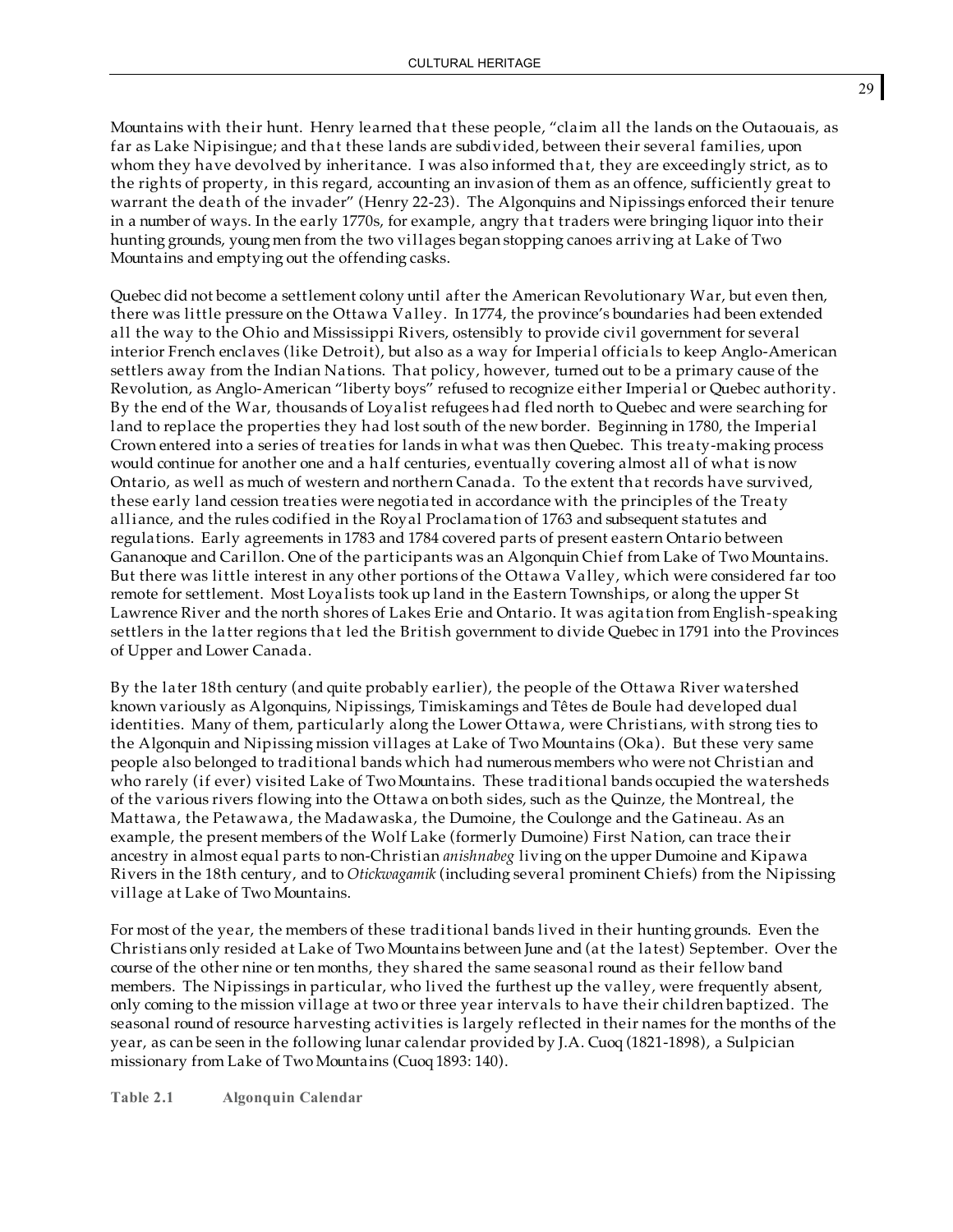Mountains with their hunt. Henry learned that these people, "claim all the lands on the Outaouais, as far as Lake Nipisingue; and that these lands are subdivided, between their several families, upon whom they have devolved by inheritance. I was also informed that, they are exceedingly strict, as to the rights of property, in this regard, accounting an invasion of them as an offence, sufficiently great to warrant the death of the invader" (Henry 22-23). The Algonquins and Nipissings enforced their tenure in a number of ways. In the early 1770s, for example, angry that traders were bringing liquor into their hunting grounds, young men from the two villages began stopping canoes arriving at Lake of Two Mountains and emptying out the offending casks.

Quebec did not become a settlement colony until after the American Revolutionary War, but even then, there was little pressure on the Ottawa Valley. In 1774, the province's boundaries had been extended all the way to the Ohio and Mississippi Rivers, ostensibly to provide civil government for several interior French enclaves (like Detroit), but also as a way for Imperial officials to keep Anglo-American settlers away from the Indian Nations. That policy, however, turned out to be a primary cause of the Revolution, as Anglo-American "liberty boys" refused to recognize either Imperial or Quebec authority. By the end of the War, thousands of Loyalist refugees had fled north to Quebec and were searching for land to replace the properties they had lost south of the new border. Beginning in 1780, the Imperial Crown entered into a series of treaties for lands in what was then Quebec. This treaty-making process would continue for another one and a half centuries, eventually covering almost all of what is now Ontario, as well as much of western and northern Canada. To the extent that records have survived, these early land cession treaties were negotiated in accordance with the principles of the Treaty alliance, and the rules codified in the Royal Proclamation of 1763 and subsequent statutes and regulations. Early agreements in 1783 and 1784 covered parts of present eastern Ontario between Gananoque and Carillon. One of the participants was an Algonquin Chief from Lake of Two Mountains. But there was little interest in any other portions of the Ottawa Valley, which were considered far too remote for settlement. Most Loyalists took up land in the Eastern Townships, or along the upper St Lawrence River and the north shores of Lakes Erie and Ontario. It was agitation from English-speaking settlers in the latter regions that led the British government to divide Quebec in 1791 into the Provinces of Upper and Lower Canada.

By the later 18th century (and quite probably earlier), the people of the Ottawa River watershed known variously as Algonquins, Nipissings, Timiskamings and Têtes de Boule had developed dual identities. Many of them, particularly along the Lower Ottawa, were Christians, with strong ties to the Algonquin and Nipissing mission villages at Lake of Two Mountains (Oka). But these very same people also belonged to traditional bands which had numerous members who were not Christian and who rarely (if ever) visited Lake of Two Mountains. These traditional bands occupied the watersheds of the various rivers flowing into the Ottawa on both sides, such as the Quinze, the Montreal, the Mattawa, the Petawawa, the Madawaska, the Dumoine, the Coulonge and the Gatineau. As an example, the present members of the Wolf Lake (formerly Dumoine) First Nation, can trace their ancestry in almost equal parts to non-Christian *anishnabeg* living on the upper Dumoine and Kipawa Rivers in the 18th century, and to *Otickwagamik* (including several prominent Chiefs) from the Nipissing village at Lake of Two Mountains.

For most of the year, the members of these traditional bands lived in their hunting grounds. Even the Christians only resided at Lake of Two Mountains between June and (at the latest) September. Over the course of the other nine or ten months, they shared the same seasonal round as their fellow band members. The Nipissings in particular, who lived the furthest up the valley, were frequently absent, only coming to the mission village at two or three year intervals to have their children baptized. The seasonal round of resource harvesting activities is largely reflected in their names for the months of the year, as can be seen in the following lunar calendar provided by J.A. Cuoq (1821-1898), a Sulpician missionary from Lake of Two Mountains (Cuoq 1893: 140).

**Table 2.1 Algonquin Calendar**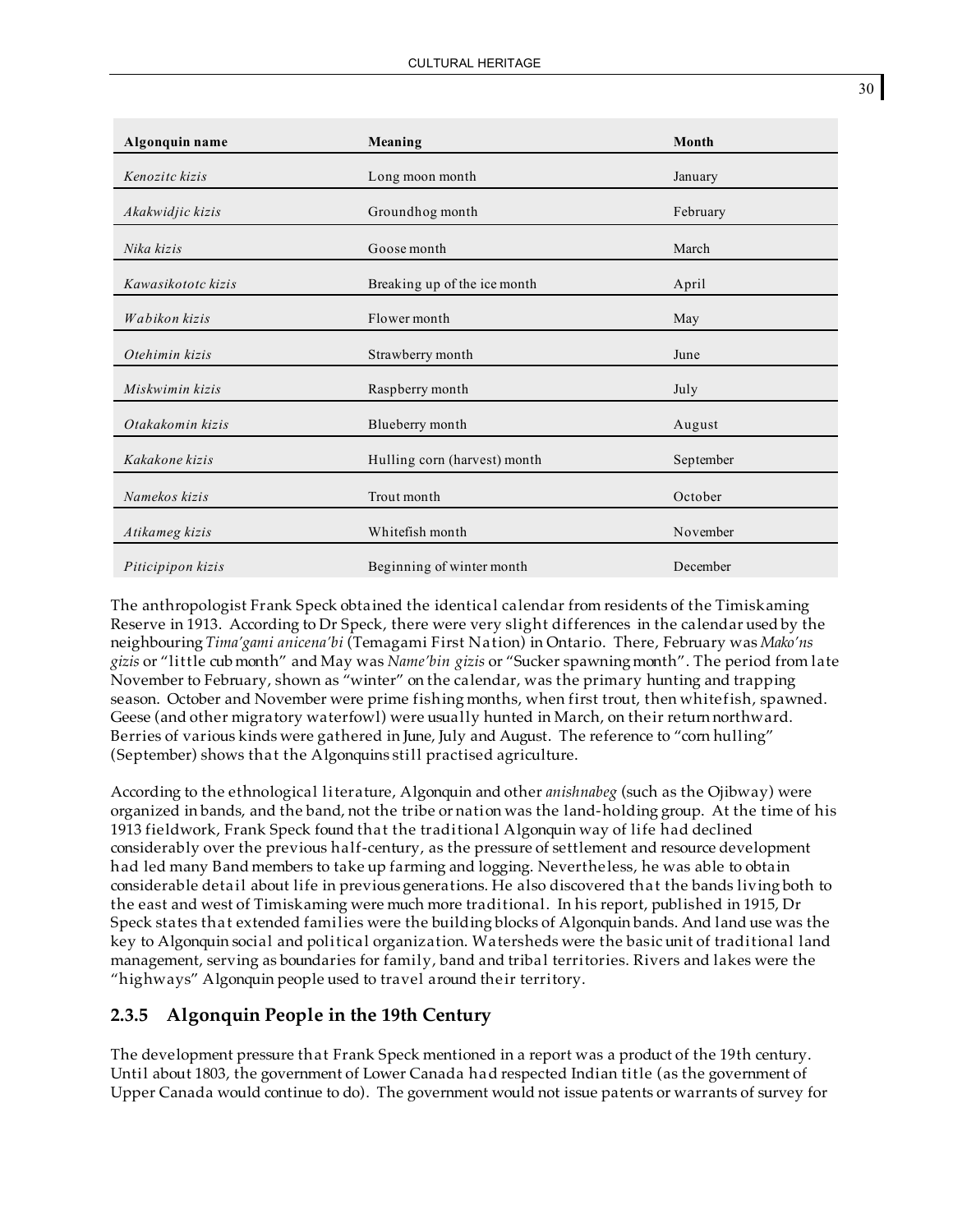| Algonquin name | Meaning | Month |
|---|---|---|
| *Kenozitc kizis* | Long moon month | January |
| *Akakwidjic kizis* | Groundhog month | February |
| *Nika kizis* | Goose month | March |
| *Kawasikototc kizis* | Breaking up of the ice month | April |
| *Wabikon kizis* | Flower month | May |
| *Otehimin kizis* | Strawberry month | June |
| *Miskwimin kizis* | Raspberry month | July |
| *Otakakomin kizis* | Blueberry month | August |
| *Kakakone kizis* | Hulling corn (harvest) month | September |
| *Namekos kizis* | Trout month | October |
| *Atikameg kizis* | Whitefish month | November |
| *Piticipipon kizis* | Beginning of winter month | December |

The anthropologist Frank Speck obtained the identical calendar from residents of the Timiskaming Reserve in 1913. According to Dr Speck, there were very slight differences in the calendar used by the neighbouring *Tima'gami anicena'bi* (Temagami First Nation) in Ontario. There, February was *Mako'ns gizis* or "little cub month" and May was *Name'bin gizis* or "Sucker spawning month". The period from late November to February, shown as "winter" on the calendar, was the primary hunting and trapping season. October and November were prime fishing months, when first trout, then whitefish, spawned. Geese (and other migratory waterfowl) were usually hunted in March, on their return northward. Berries of various kinds were gathered in June, July and August. The reference to "corn hulling" (September) shows that the Algonquins still practised agriculture.

According to the ethnological literature, Algonquin and other *anishnabeg* (such as the Ojibway) were organized in bands, and the band, not the tribe or nation was the land-holding group. At the time of his 1913 fieldwork, Frank Speck found that the traditional Algonquin way of life had declined considerably over the previous half-century, as the pressure of settlement and resource development had led many Band members to take up farming and logging. Nevertheless, he was able to obtain considerable detail about life in previous generations. He also discovered that the bands living both to the east and west of Timiskaming were much more traditional. In his report, published in 1915, Dr Speck states that extended families were the building blocks of Algonquin bands. And land use was the key to Algonquin social and political organization. Watersheds were the basic unit of traditional land management, serving as boundaries for family, band and tribal territories. Rivers and lakes were the "highways" Algonquin people used to travel around their territory.

### 2.3.5 Algonquin People in the 19th Century

The development pressure that Frank Speck mentioned in a report was a product of the 19th century. Until about 1803, the government of Lower Canada had respected Indian title (as the government of Upper Canada would continue to do). The government would not issue patents or warrants of survey for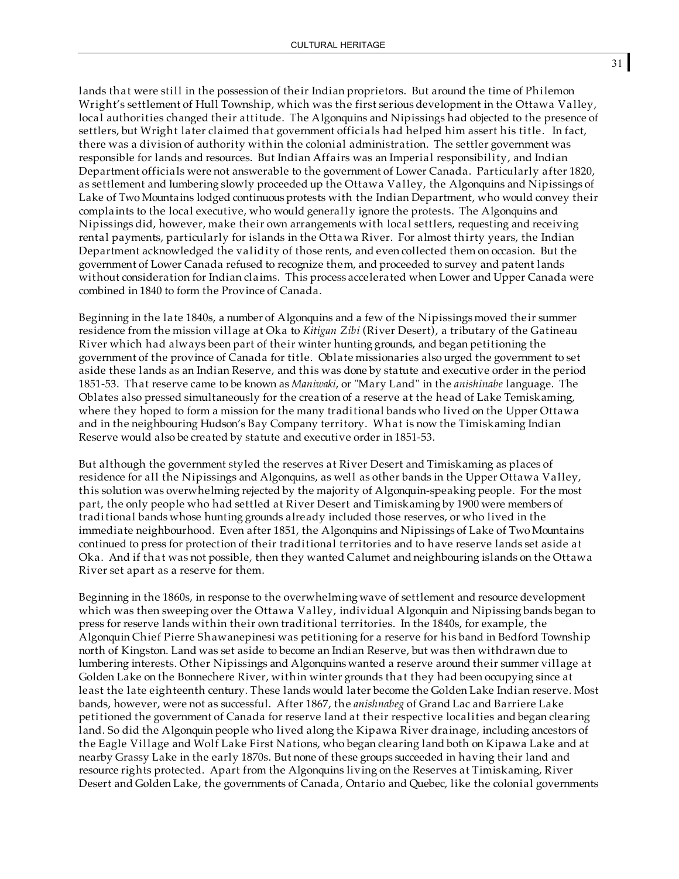lands that were still in the possession of their Indian proprietors. But around the time of Philemon Wright's settlement of Hull Township, which was the first serious development in the Ottawa Valley, local authorities changed their attitude. The Algonquins and Nipissings had objected to the presence of settlers, but Wright later claimed that government officials had helped him assert his title. In fact, there was a division of authority within the colonial administration. The settler government was responsible for lands and resources. But Indian Affairs was an Imperial responsibility, and Indian Department officials were not answerable to the government of Lower Canada. Particularly after 1820, as settlement and lumbering slowly proceeded up the Ottawa Valley, the Algonquins and Nipissings of Lake of Two Mountains lodged continuous protests with the Indian Department, who would convey their complaints to the local executive, who would generally ignore the protests. The Algonquins and Nipissings did, however, make their own arrangements with local settlers, requesting and receiving rental payments, particularly for islands in the Ottawa River. For almost thirty years, the Indian Department acknowledged the validity of those rents, and even collected them on occasion. But the government of Lower Canada refused to recognize them, and proceeded to survey and patent lands without consideration for Indian claims. This process accelerated when Lower and Upper Canada were combined in 1840 to form the Province of Canada.

Beginning in the late 1840s, a number of Algonquins and a few of the Nipissings moved their summer residence from the mission village at Oka to *Kitigan Zibi* (River Desert), a tributary of the Gatineau River which had always been part of their winter hunting grounds, and began petitioning the government of the province of Canada for title. Oblate missionaries also urged the government to set aside these lands as an Indian Reserve, and this was done by statute and executive order in the period 1851-53. That reserve came to be known as *Maniwaki*, or "Mary Land" in the *anishinabe* language. The Oblates also pressed simultaneously for the creation of a reserve at the head of Lake Temiskaming, where they hoped to form a mission for the many traditional bands who lived on the Upper Ottawa and in the neighbouring Hudson's Bay Company territory. What is now the Timiskaming Indian Reserve would also be created by statute and executive order in 1851-53.

But although the government styled the reserves at River Desert and Timiskaming as places of residence for all the Nipissings and Algonquins, as well as other bands in the Upper Ottawa Valley, this solution was overwhelming rejected by the majority of Algonquin-speaking people. For the most part, the only people who had settled at River Desert and Timiskaming by 1900 were members of traditional bands whose hunting grounds already included those reserves, or who lived in the immediate neighbourhood. Even after 1851, the Algonquins and Nipissings of Lake of Two Mountains continued to press for protection of their traditional territories and to have reserve lands set aside at Oka. And if that was not possible, then they wanted Calumet and neighbouring islands on the Ottawa River set apart as a reserve for them.

Beginning in the 1860s, in response to the overwhelming wave of settlement and resource development which was then sweeping over the Ottawa Valley, individual Algonquin and Nipissing bands began to press for reserve lands within their own traditional territories. In the 1840s, for example, the Algonquin Chief Pierre Shawanepinesi was petitioning for a reserve for his band in Bedford Township north of Kingston. Land was set aside to become an Indian Reserve, but was then withdrawn due to lumbering interests. Other Nipissings and Algonquins wanted a reserve around their summer village at Golden Lake on the Bonnechere River, within winter grounds that they had been occupying since at least the late eighteenth century. These lands would later become the Golden Lake Indian reserve. Most bands, however, were not as successful. After 1867, the *anishnabeg* of Grand Lac and Barriere Lake petitioned the government of Canada for reserve land at their respective localities and began clearing land. So did the Algonquin people who lived along the Kipawa River drainage, including ancestors of the Eagle Village and Wolf Lake First Nations, who began clearing land both on Kipawa Lake and at nearby Grassy Lake in the early 1870s. But none of these groups succeeded in having their land and resource rights protected. Apart from the Algonquins living on the Reserves at Timiskaming, River Desert and Golden Lake, the governments of Canada, Ontario and Quebec, like the colonial governments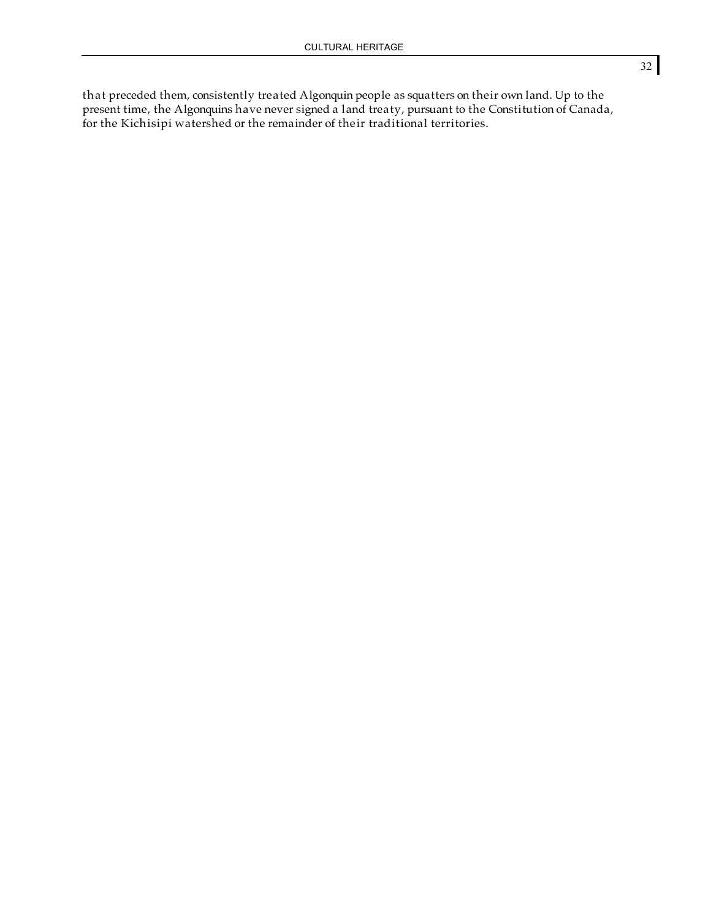that preceded them, consistently treated Algonquin people as squatters on their own land. Up to the present time, the Algonquins have never signed a land treaty, pursuant to the Constitution of Canada, for the Kichisipi watershed or the remainder of their traditional territories.